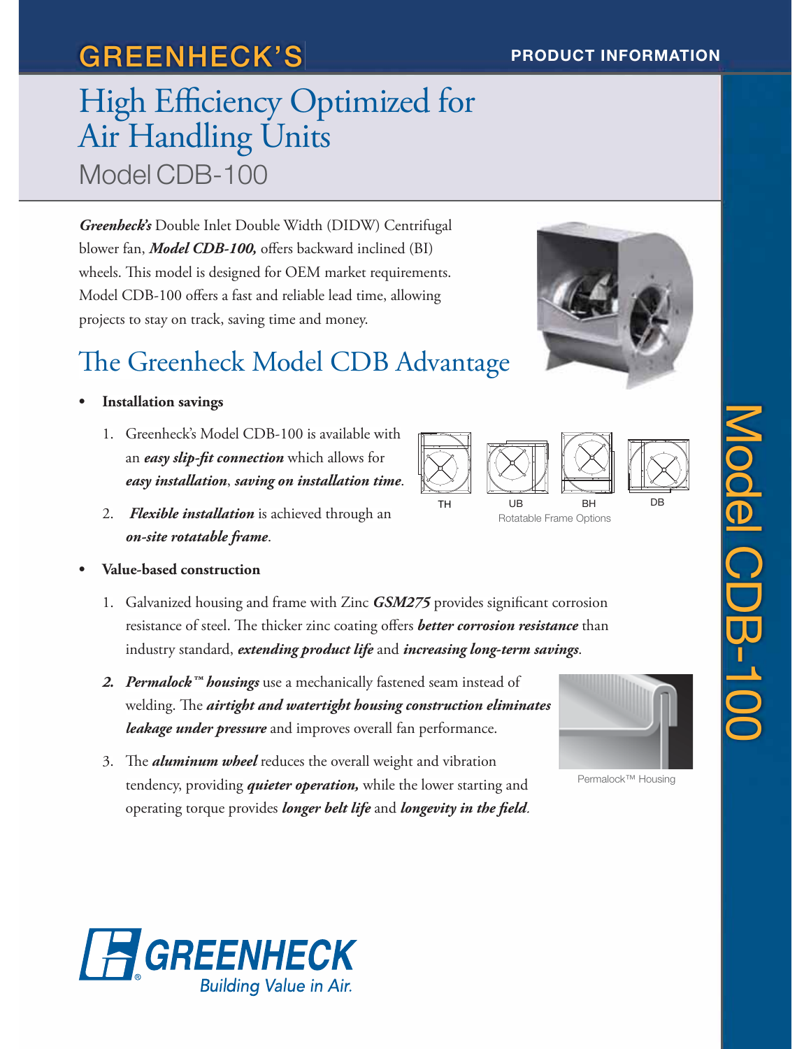# GREENHECK'S

PRODUCT INFORMATION

# High Efficiency Optimized for Air Handling Units

## Model CDB-100

***Greenheck's*** Double Inlet Double Width (DIDW) Centrifugal blower fan, ***Model CDB-100,*** offers backward inclined (BI) wheels. This model is designed for OEM market requirements. Model CDB-100 offers a fast and reliable lead time, allowing projects to stay on track, saving time and money.

## The Greenheck Model CDB Advantage

- **Installation savings**
  1. Greenheck's Model CDB-100 is available with an ***easy slip-fit connection*** which allows for ***easy installation***, ***saving on installation time***.
  2. ***Flexible installation*** is achieved through an ***on-site rotatable frame***.

TH UB BH DB

Rotatable Frame Options

- **Value-based construction**
  1. Galvanized housing and frame with Zinc ***GSM275*** provides significant corrosion resistance of steel. The thicker zinc coating offers ***better corrosion resistance*** than industry standard, ***extending product life*** and ***increasing long-term savings***.
  2. ***Permalock™ housings*** use a mechanically fastened seam instead of welding. The ***airtight and watertight housing construction eliminates leakage under pressure*** and improves overall fan performance.
  3. The ***aluminum wheel*** reduces the overall weight and vibration tendency, providing ***quieter operation,*** while the lower starting and operating torque provides ***longer belt life*** and ***longevity in the field***.

Permalock™ Housing

Model CDB-100

GREENHECK
Building Value in Air.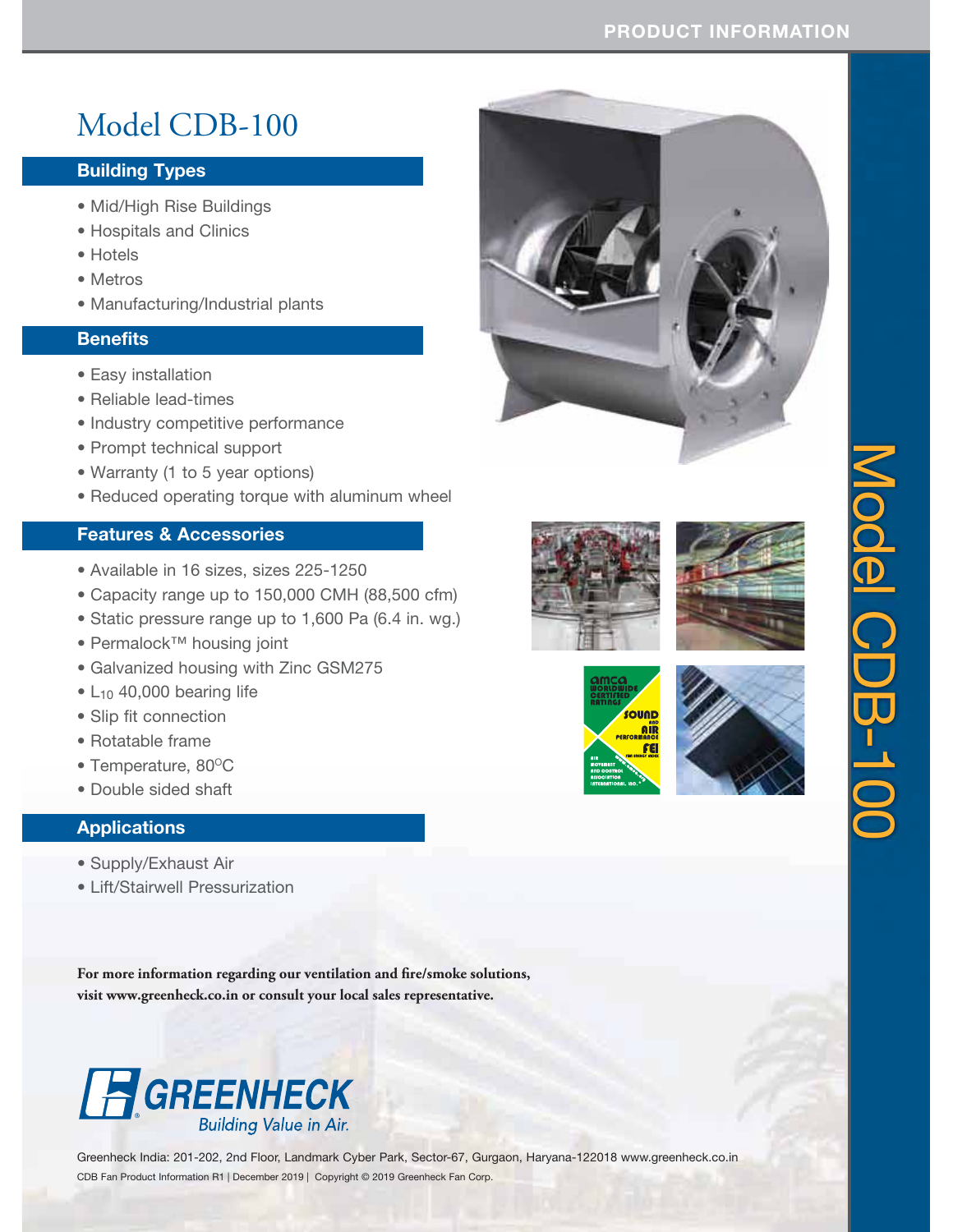# Model CDB-100

## Building Types

- Mid/High Rise Buildings
- Hospitals and Clinics
- Hotels
- Metros
- Manufacturing/Industrial plants

## Benefits

- Easy installation
- Reliable lead-times
- Industry competitive performance
- Prompt technical support
- Warranty (1 to 5 year options)
- Reduced operating torque with aluminum wheel

## Features & Accessories

- Available in 16 sizes, sizes 225-1250
- Capacity range up to 150,000 CMH (88,500 cfm)
- Static pressure range up to 1,600 Pa (6.4 in. wg.)
- Permalock™ housing joint
- Galvanized housing with Zinc GSM275
- $L_{10}$ 40,000 bearing life
- Slip fit connection
- Rotatable frame
- Temperature, 80°C
- Double sided shaft

## Applications

- Supply/Exhaust Air
- Lift/Stairwell Pressurization

**For more information regarding our ventilation and fire/smoke solutions, visit www.greenheck.co.in or consult your local sales representative.**

GREENHECK Building Value in Air.

Greenheck India: 201-202, 2nd Floor, Landmark Cyber Park, Sector-67, Gurgaon, Haryana-122018 www.greenheck.co.in

CDB Fan Product Information R1 | December 2019 | Copyright © 2019 Greenheck Fan Corp.